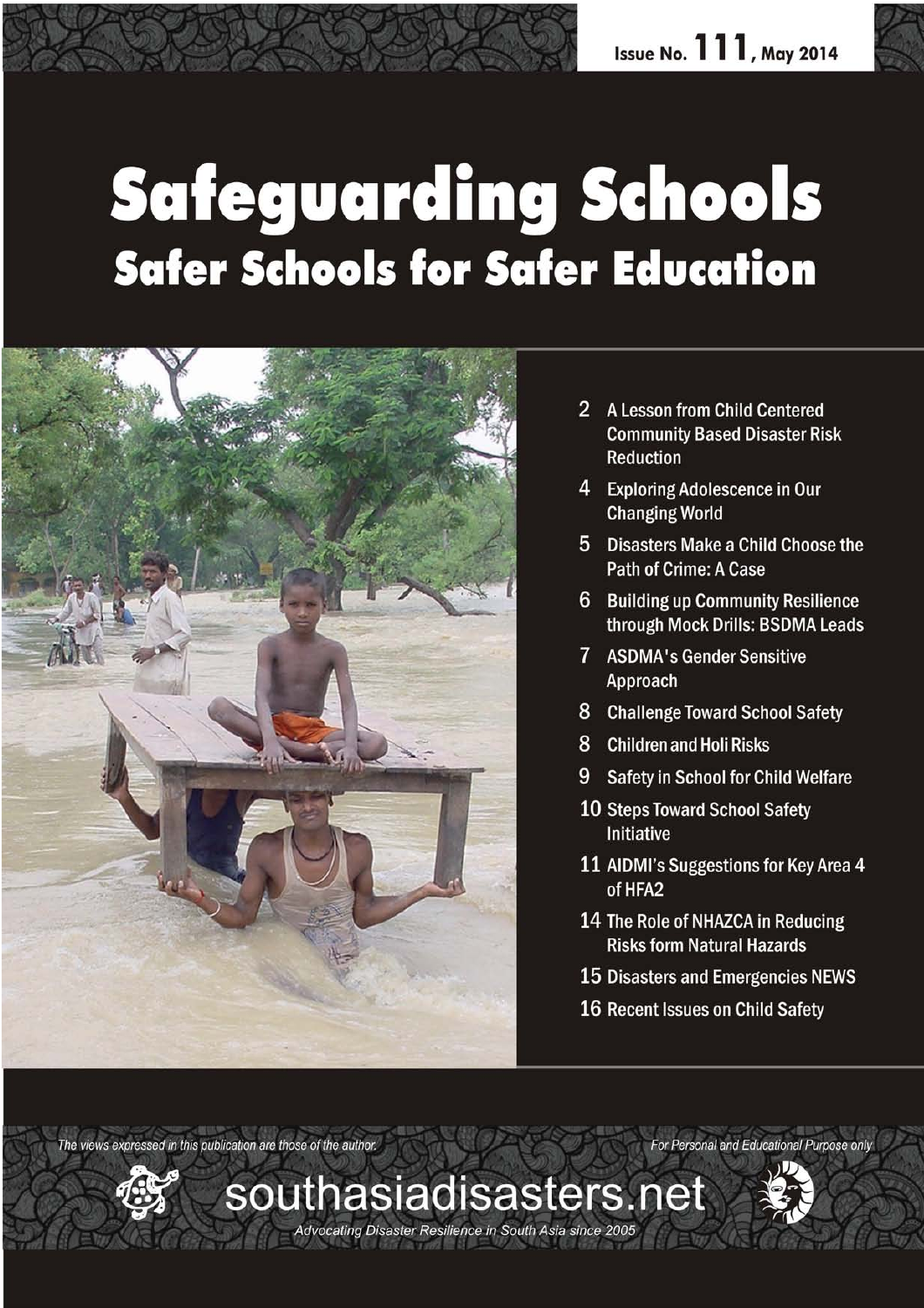Issue No. 111, May 2014

# Safeguarding Schools

## Safer Schools for Safer Education

- 2 A Lesson from Child Centered Community Based Disaster Risk Reduction
- 4 Exploring Adolescence in Our Changing World
- 5 Disasters Make a Child Choose the Path of Crime: A Case
- 6 Building up Community Resilience through Mock Drills: BSDMA Leads
- 7 ASDMA's Gender Sensitive Approach
- 8 Challenge Toward School Safety
- 8 Children and Holi Risks
- 9 Safety in School for Child Welfare
- 10 Steps Toward School Safety Initiative
- 11 AIDMI's Suggestions for Key Area 4 of HFA2
- 14 The Role of NHAZCA in Reducing Risks form Natural Hazards
- 15 Disasters and Emergencies NEWS
- 16 Recent Issues on Child Safety

*The views expressed in this publication are those of the author.*

*For Personal and Educational Purpose only*

southasiadisasters.net

*Advocating Disaster Resilience in South Asia since 2005*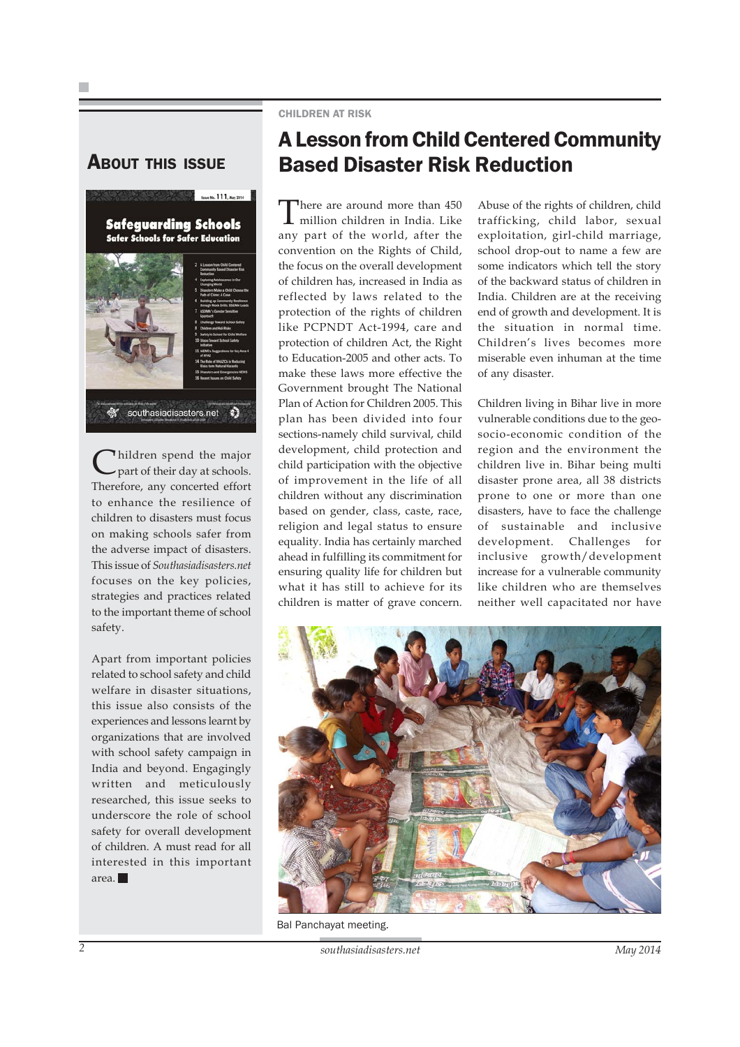## About this Issue

Children spend the major part of their day at schools. Therefore, any concerted effort to enhance the resilience of children to disasters must focus on making schools safer from the adverse impact of disasters. This issue of *Southasiadisasters.net* focuses on the key policies, strategies and practices related to the important theme of school safety.

Apart from important policies related to school safety and child welfare in disaster situations, this issue also consists of the experiences and lessons learnt by organizations that are involved with school safety campaign in India and beyond. Engagingly written and meticulously researched, this issue seeks to underscore the role of school safety for overall development of children. A must read for all interested in this important area. ■

CHILDREN AT RISK

# A Lesson from Child Centered Community Based Disaster Risk Reduction

There are around more than 450 million children in India. Like any part of the world, after the convention on the Rights of Child, the focus on the overall development of children has, increased in India as reflected by laws related to the protection of the rights of children like PCPNDT Act-1994, care and protection of children Act, the Right to Education-2005 and other acts. To make these laws more effective the Government brought The National Plan of Action for Children 2005. This plan has been divided into four sections-namely child survival, child development, child protection and child participation with the objective of improvement in the life of all children without any discrimination based on gender, class, caste, race, religion and legal status to ensure equality. India has certainly marched ahead in fulfilling its commitment for ensuring quality life for children but what it has still to achieve for its children is matter of grave concern.

Abuse of the rights of children, child trafficking, child labor, sexual exploitation, girl-child marriage, school drop-out to name a few are some indicators which tell the story of the backward status of children in India. Children are at the receiving end of growth and development. It is the situation in normal time. Children's lives becomes more miserable even inhuman at the time of any disaster.

Children living in Bihar live in more vulnerable conditions due to the geo-socio-economic condition of the region and the environment the children live in. Bihar being multi disaster prone area, all 38 districts prone to one or more than one disasters, have to face the challenge of sustainable and inclusive development. Challenges for inclusive growth/development increase for a vulnerable community like children who are themselves neither well capacitated nor have

Bal Panchayat meeting.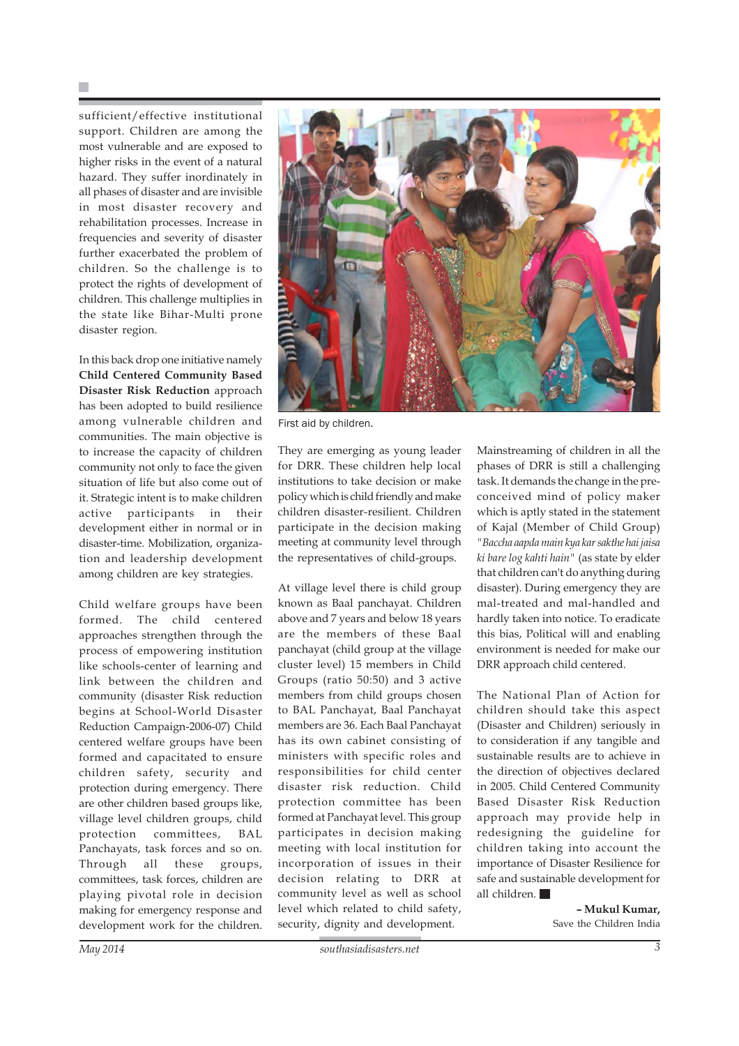sufficient/effective institutional support. Children are among the most vulnerable and are exposed to higher risks in the event of a natural hazard. They suffer inordinately in all phases of disaster and are invisible in most disaster recovery and rehabilitation processes. Increase in frequencies and severity of disaster further exacerbated the problem of children. So the challenge is to protect the rights of development of children. This challenge multiplies in the state like Bihar-Multi prone disaster region.

In this back drop one initiative namely **Child Centered Community Based Disaster Risk Reduction** approach has been adopted to build resilience among vulnerable children and communities. The main objective is to increase the capacity of children community not only to face the given situation of life but also come out of it. Strategic intent is to make children active participants in their development either in normal or in disaster-time. Mobilization, organization and leadership development among children are key strategies.

Child welfare groups have been formed. The child centered approaches strengthen through the process of empowering institution like schools-center of learning and link between the children and community (disaster Risk reduction begins at School-World Disaster Reduction Campaign-2006-07) Child centered welfare groups have been formed and capacitated to ensure children safety, security and protection during emergency. There are other children based groups like, village level children groups, child protection committees, BAL Panchayats, task forces and so on. Through all these groups, committees, task forces, children are playing pivotal role in decision making for emergency response and development work for the children.

First aid by children.

They are emerging as young leader for DRR. These children help local institutions to take decision or make policy which is child friendly and make children disaster-resilient. Children participate in the decision making meeting at community level through the representatives of child-groups.

At village level there is child group known as Baal panchayat. Children above and 7 years and below 18 years are the members of these Baal panchayat (child group at the village cluster level) 15 members in Child Groups (ratio 50:50) and 3 active members from child groups chosen to BAL Panchayat, Baal Panchayat members are 36. Each Baal Panchayat has its own cabinet consisting of ministers with specific roles and responsibilities for child center disaster risk reduction. Child protection committee has been formed at Panchayat level. This group participates in decision making meeting with local institution for incorporation of issues in their decision relating to DRR at community level as well as school level which related to child safety, security, dignity and development.

Mainstreaming of children in all the phases of DRR is still a challenging task. It demands the change in the pre-conceived mind of policy maker which is aptly stated in the statement of Kajal (Member of Child Group) *"Baccha aapda main kya kar sakthe hai jaisa ki bare log kahti hain"* (as state by elder that children can't do anything during disaster). During emergency they are mal-treated and mal-handled and hardly taken into notice. To eradicate this bias, Political will and enabling environment is needed for make our DRR approach child centered.

The National Plan of Action for children should take this aspect (Disaster and Children) seriously in to consideration if any tangible and sustainable results are to achieve in the direction of objectives declared in 2005. Child Centered Community Based Disaster Risk Reduction approach may provide help in redesigning the guideline for children taking into account the importance of Disaster Resilience for safe and sustainable development for all children. ■

**– Mukul Kumar,**
Save the Children India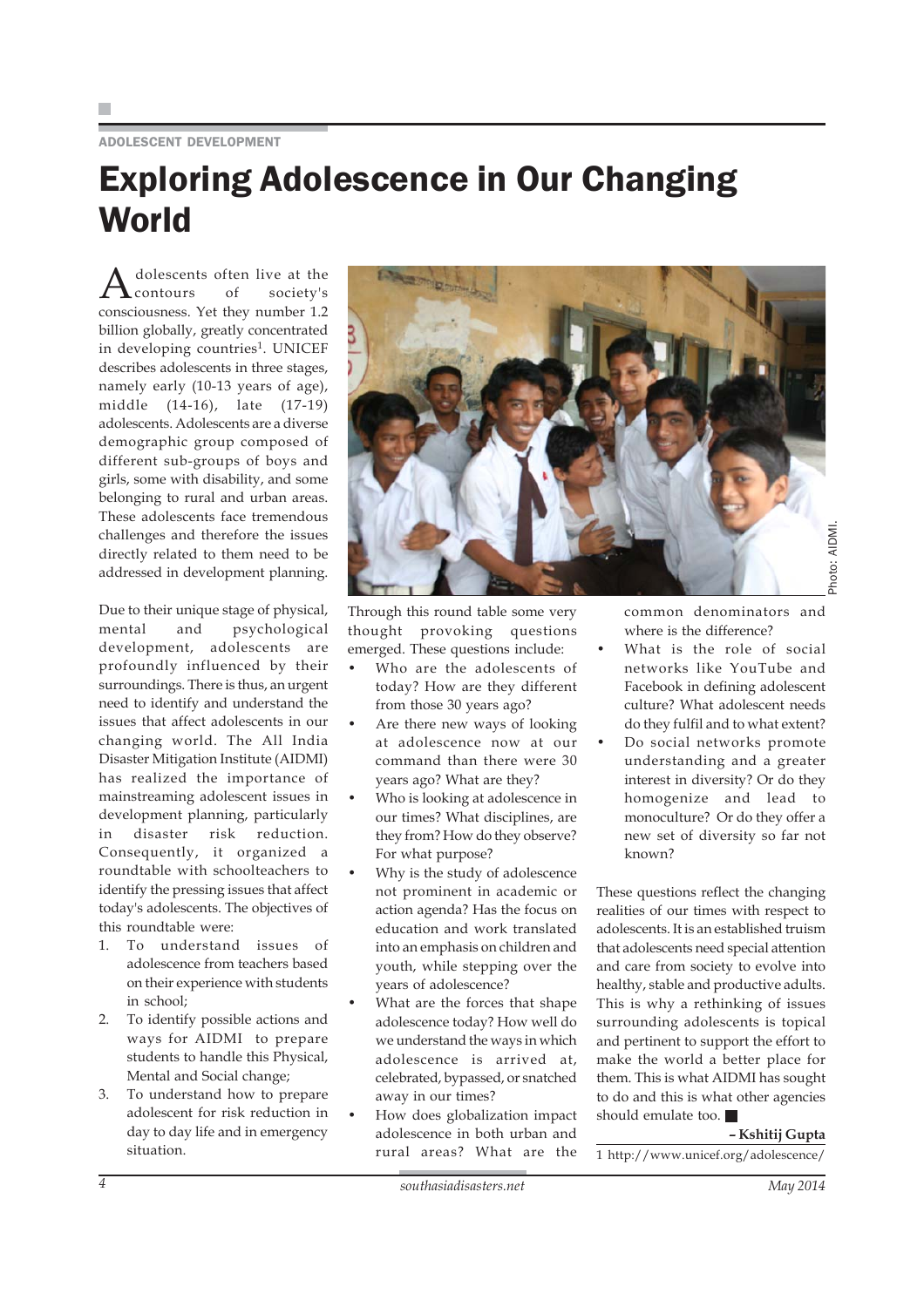ADOLESCENT DEVELOPMENT

# Exploring Adolescence in Our Changing World

Adolescents often live at the contours of society's consciousness. Yet they number 1.2 billion globally, greatly concentrated in developing countries[1]. UNICEF describes adolescents in three stages, namely early (10-13 years of age), middle (14-16), late (17-19) adolescents. Adolescents are a diverse demographic group composed of different sub-groups of boys and girls, some with disability, and some belonging to rural and urban areas. These adolescents face tremendous challenges and therefore the issues directly related to them need to be addressed in development planning.

Due to their unique stage of physical, mental and psychological development, adolescents are profoundly influenced by their surroundings. There is thus, an urgent need to identify and understand the issues that affect adolescents in our changing world. The All India Disaster Mitigation Institute (AIDMI) has realized the importance of mainstreaming adolescent issues in development planning, particularly in disaster risk reduction. Consequently, it organized a roundtable with schoolteachers to identify the pressing issues that affect today's adolescents. The objectives of this roundtable were:

1. To understand issues of adolescence from teachers based on their experience with students in school;
2. To identify possible actions and ways for AIDMI to prepare students to handle this Physical, Mental and Social change;
3. To understand how to prepare adolescent for risk reduction in day to day life and in emergency situation.

Photo: AIDMI.

Through this round table some very thought provoking questions emerged. These questions include:

- Who are the adolescents of today? How are they different from those 30 years ago?
- Are there new ways of looking at adolescence now at our command than there were 30 years ago? What are they?
- Who is looking at adolescence in our times? What disciplines, are they from? How do they observe? For what purpose?
- Why is the study of adolescence not prominent in academic or action agenda? Has the focus on education and work translated into an emphasis on children and youth, while stepping over the years of adolescence?
- What are the forces that shape adolescence today? How well do we understand the ways in which adolescence is arrived at, celebrated, bypassed, or snatched away in our times?
- How does globalization impact adolescence in both urban and rural areas? What are the common denominators and where is the difference?
- What is the role of social networks like YouTube and Facebook in defining adolescent culture? What adolescent needs do they fulfil and to what extent?
- Do social networks promote understanding and a greater interest in diversity? Or do they homogenize and lead to monoculture? Or do they offer a new set of diversity so far not known?

These questions reflect the changing realities of our times with respect to adolescents. It is an established truism that adolescents need special attention and care from society to evolve into healthy, stable and productive adults. This is why a rethinking of issues surrounding adolescents is topical and pertinent to support the effort to make the world a better place for them. This is what AIDMI has sought to do and this is what other agencies should emulate too. ■

**– Kshitij Gupta**

1 http://www.unicef.org/adolescence/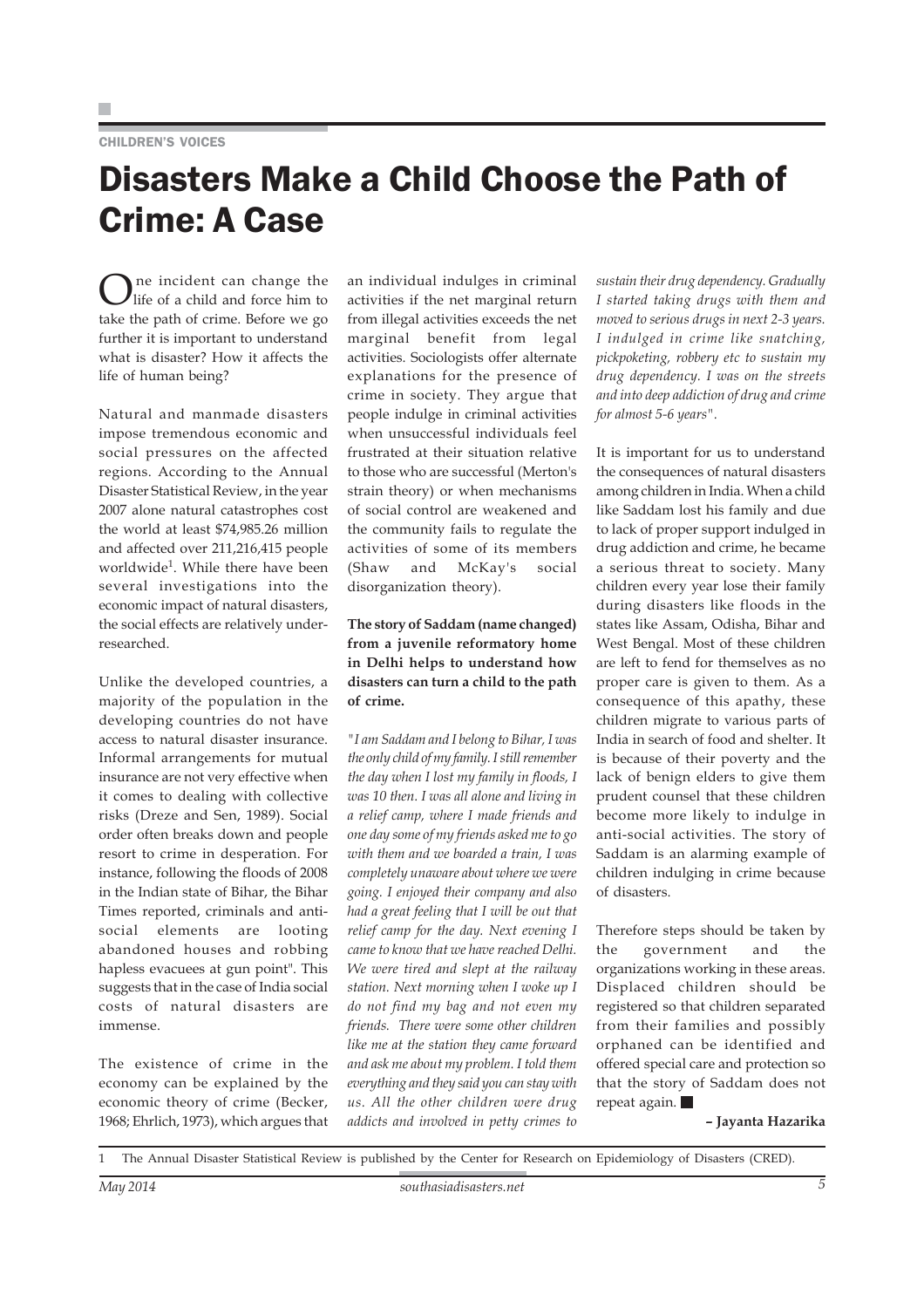CHILDREN'S VOICES

# Disasters Make a Child Choose the Path of Crime: A Case

One incident can change the life of a child and force him to take the path of crime. Before we go further it is important to understand what is disaster? How it affects the life of human being?

Natural and manmade disasters impose tremendous economic and social pressures on the affected regions. According to the Annual Disaster Statistical Review, in the year 2007 alone natural catastrophes cost the world at least $74,985.26 million and affected over 211,216,415 people worldwide[1]. While there have been several investigations into the economic impact of natural disasters, the social effects are relatively under-researched.

Unlike the developed countries, a majority of the population in the developing countries do not have access to natural disaster insurance. Informal arrangements for mutual insurance are not very effective when it comes to dealing with collective risks (Dreze and Sen, 1989). Social order often breaks down and people resort to crime in desperation. For instance, following the floods of 2008 in the Indian state of Bihar, the Bihar Times reported, criminals and anti-social elements are looting abandoned houses and robbing hapless evacuees at gun point". This suggests that in the case of India social costs of natural disasters are immense.

The existence of crime in the economy can be explained by the economic theory of crime (Becker, 1968; Ehrlich, 1973), which argues that an individual indulges in criminal activities if the net marginal return from illegal activities exceeds the net marginal benefit from legal activities. Sociologists offer alternate explanations for the presence of crime in society. They argue that people indulge in criminal activities when unsuccessful individuals feel frustrated at their situation relative to those who are successful (Merton's strain theory) or when mechanisms of social control are weakened and the community fails to regulate the activities of some of its members (Shaw and McKay's social disorganization theory).

**The story of Saddam (name changed) from a juvenile reformatory home in Delhi helps to understand how disasters can turn a child to the path of crime.**

*"I am Saddam and I belong to Bihar, I was the only child of my family. I still remember the day when I lost my family in floods, I was 10 then. I was all alone and living in a relief camp, where I made friends and one day some of my friends asked me to go with them and we boarded a train, I was completely unaware about where we were going. I enjoyed their company and also had a great feeling that I will be out that relief camp for the day. Next evening I came to know that we have reached Delhi. We were tired and slept at the railway station. Next morning when I woke up I do not find my bag and not even my friends. There were some other children like me at the station they came forward and ask me about my problem. I told them everything and they said you can stay with us. All the other children were drug addicts and involved in petty crimes to sustain their drug dependency. Gradually I started taking drugs with them and moved to serious drugs in next 2-3 years. I indulged in crime like snatching, pickpoketing, robbery etc to sustain my drug dependency. I was on the streets and into deep addiction of drug and crime for almost 5-6 years".*

It is important for us to understand the consequences of natural disasters among children in India. When a child like Saddam lost his family and due to lack of proper support indulged in drug addiction and crime, he became a serious threat to society. Many children every year lose their family during disasters like floods in the states like Assam, Odisha, Bihar and West Bengal. Most of these children are left to fend for themselves as no proper care is given to them. As a consequence of this apathy, these children migrate to various parts of India in search of food and shelter. It is because of their poverty and the lack of benign elders to give them prudent counsel that these children become more likely to indulge in anti-social activities. The story of Saddam is an alarming example of children indulging in crime because of disasters.

Therefore steps should be taken by the government and the organizations working in these areas. Displaced children should be registered so that children separated from their families and possibly orphaned can be identified and offered special care and protection so that the story of Saddam does not repeat again. ■

**– Jayanta Hazarika**

---

1 The Annual Disaster Statistical Review is published by the Center for Research on Epidemiology of Disasters (CRED).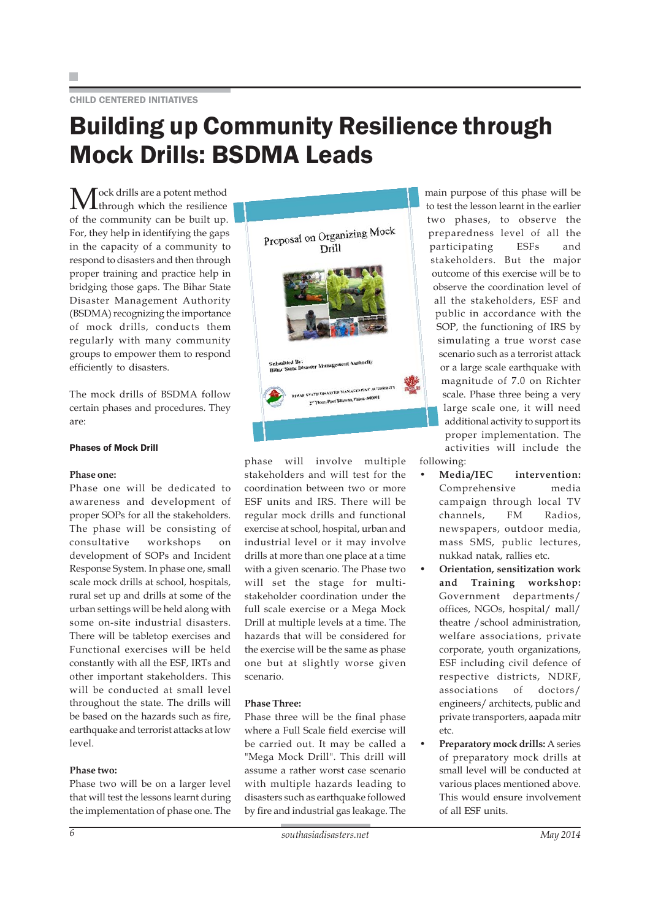CHILD CENTERED INITIATIVES

# Building up Community Resilience through Mock Drills: BSDMA Leads

Mock drills are a potent method through which the resilience of the community can be built up. For, they help in identifying the gaps in the capacity of a community to respond to disasters and then through proper training and practice help in bridging those gaps. The Bihar State Disaster Management Authority (BSDMA) recognizing the importance of mock drills, conducts them regularly with many community groups to empower them to respond efficiently to disasters.

The mock drills of BSDMA follow certain phases and procedures. They are:

### Phases of Mock Drill

**Phase one:**

Phase one will be dedicated to awareness and development of proper SOPs for all the stakeholders. The phase will be consisting of consultative workshops on development of SOPs and Incident Response System. In phase one, small scale mock drills at school, hospitals, rural set up and drills at some of the urban settings will be held along with some on-site industrial disasters. There will be tabletop exercises and Functional exercises will be held constantly with all the ESF, IRTs and other important stakeholders. This will be conducted at small level throughout the state. The drills will be based on the hazards such as fire, earthquake and terrorist attacks at low level.

**Phase two:**

Phase two will be on a larger level that will test the lessons learnt during the implementation of phase one. The phase will involve multiple stakeholders and will test for the coordination between two or more ESF units and IRS. There will be regular mock drills and functional exercise at school, hospital, urban and industrial level or it may involve drills at more than one place at a time with a given scenario. The Phase two will set the stage for multi-stakeholder coordination under the full scale exercise or a Mega Mock Drill at multiple levels at a time. The hazards that will be considered for the exercise will be the same as phase one but at slightly worse given scenario.

**Phase Three:**

Phase three will be the final phase where a Full Scale field exercise will be carried out. It may be called a "Mega Mock Drill". This drill will assume a rather worst case scenario with multiple hazards leading to disasters such as earthquake followed by fire and industrial gas leakage. The main purpose of this phase will be to test the lesson learnt in the earlier two phases, to observe the preparedness level of all the participating ESFs and stakeholders. But the major outcome of this exercise will be to observe the coordination level of all the stakeholders, ESF and public in accordance with the SOP, the functioning of IRS by simulating a true worst case scenario such as a terrorist attack or a large scale earthquake with magnitude of 7.0 on Richter scale. Phase three being a very large scale one, it will need additional activity to support its proper implementation. The activities will include the following:

- **Media/IEC intervention:** Comprehensive media campaign through local TV channels, FM Radios, newspapers, outdoor media, mass SMS, public lectures, nukkad natak, rallies etc.
- **Orientation, sensitization work and Training workshop:** Government departments/ offices, NGOs, hospital/ mall/ theatre /school administration, welfare associations, private corporate, youth organizations, ESF including civil defence of respective districts, NDRF, associations of doctors/ engineers/ architects, public and private transporters, aapada mitr etc.
- **Preparatory mock drills:** A series of preparatory mock drills at small level will be conducted at various places mentioned above. This would ensure involvement of all ESF units.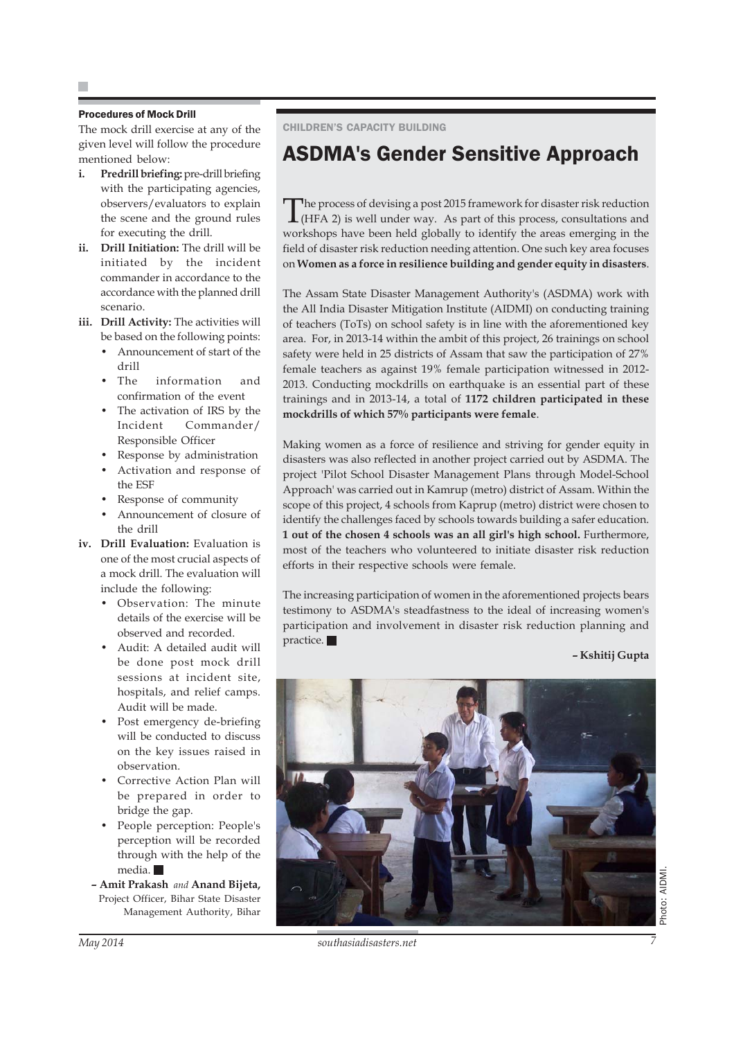### Procedures of Mock Drill

The mock drill exercise at any of the given level will follow the procedure mentioned below:

- **i. Predrill briefing:** pre-drill briefing with the participating agencies, observers/evaluators to explain the scene and the ground rules for executing the drill.
- **ii. Drill Initiation:** The drill will be initiated by the incident commander in accordance to the accordance with the planned drill scenario.
- **iii. Drill Activity:** The activities will be based on the following points:
  - Announcement of start of the drill
  - The information and confirmation of the event
  - The activation of IRS by the Incident Commander/ Responsible Officer
  - Response by administration
  - Activation and response of the ESF
  - Response of community
  - Announcement of closure of the drill
- **iv. Drill Evaluation:** Evaluation is one of the most crucial aspects of a mock drill. The evaluation will include the following:
  - Observation: The minute details of the exercise will be observed and recorded.
  - Audit: A detailed audit will be done post mock drill sessions at incident site, hospitals, and relief camps. Audit will be made.
  - Post emergency de-briefing will be conducted to discuss on the key issues raised in observation.
  - Corrective Action Plan will be prepared in order to bridge the gap.
  - People perception: People's perception will be recorded through with the help of the media.

**– Amit Prakash** *and* **Anand Bijeta,** Project Officer, Bihar State Disaster Management Authority, Bihar

CHILDREN'S CAPACITY BUILDING

## ASDMA's Gender Sensitive Approach

The process of devising a post 2015 framework for disaster risk reduction (HFA 2) is well under way. As part of this process, consultations and workshops have been held globally to identify the areas emerging in the field of disaster risk reduction needing attention. One such key area focuses on **Women as a force in resilience building and gender equity in disasters**.

The Assam State Disaster Management Authority's (ASDMA) work with the All India Disaster Mitigation Institute (AIDMI) on conducting training of teachers (ToTs) on school safety is in line with the aforementioned key area. For, in 2013-14 within the ambit of this project, 26 trainings on school safety were held in 25 districts of Assam that saw the participation of 27% female teachers as against 19% female participation witnessed in 2012-2013. Conducting mockdrills on earthquake is an essential part of these trainings and in 2013-14, a total of **1172 children participated in these mockdrills of which 57% participants were female**.

Making women as a force of resilience and striving for gender equity in disasters was also reflected in another project carried out by ASDMA. The project 'Pilot School Disaster Management Plans through Model-School Approach' was carried out in Kamrup (metro) district of Assam. Within the scope of this project, 4 schools from Kaprup (metro) district were chosen to identify the challenges faced by schools towards building a safer education. **1 out of the chosen 4 schools was an all girl's high school.** Furthermore, most of the teachers who volunteered to initiate disaster risk reduction efforts in their respective schools were female.

The increasing participation of women in the aforementioned projects bears testimony to ASDMA's steadfastness to the ideal of increasing women's participation and involvement in disaster risk reduction planning and practice.

**– Kshitij Gupta**

Photo: AIDMI.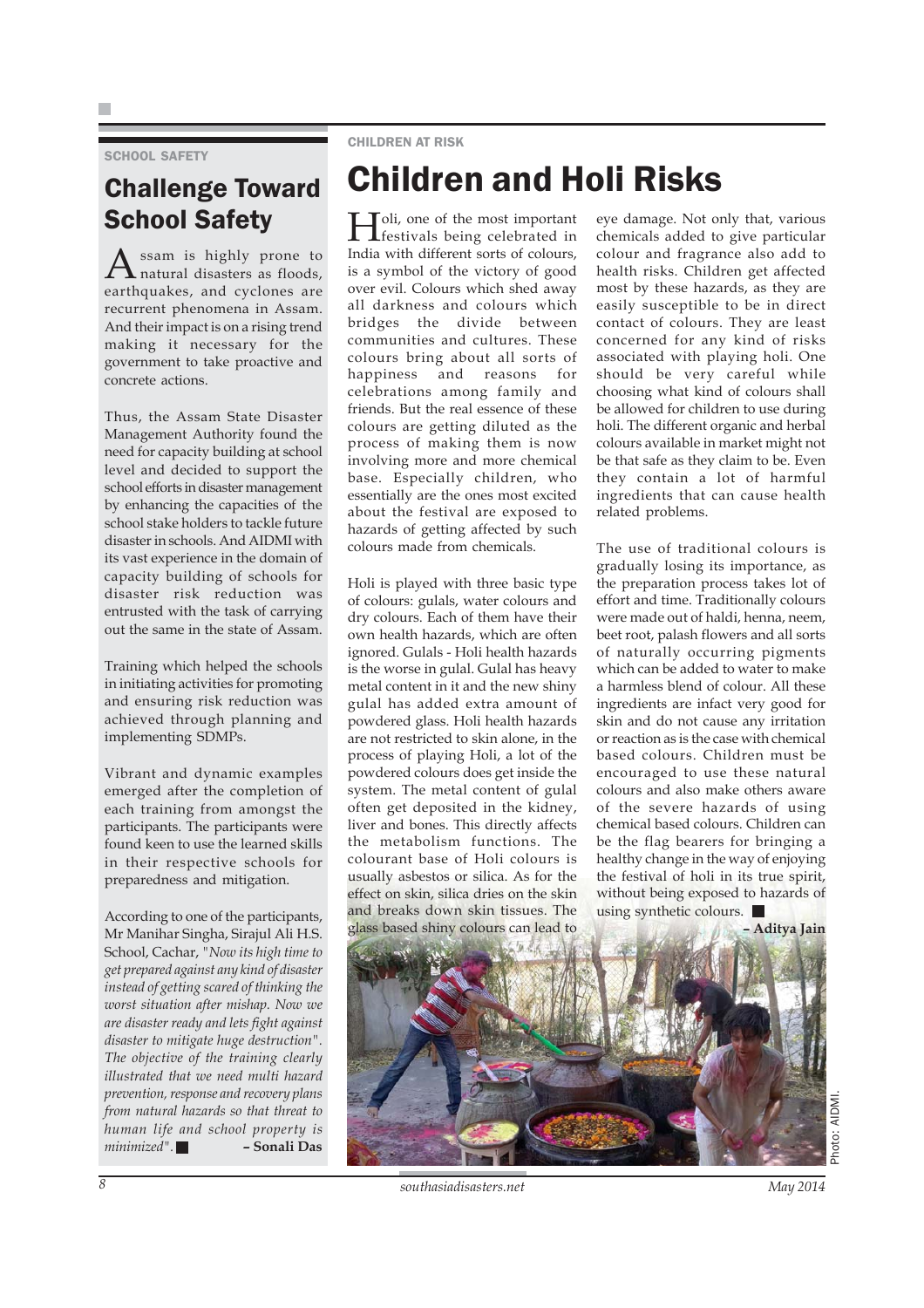SCHOOL SAFETY

## Challenge Toward School Safety

Assam is highly prone to natural disasters as floods, earthquakes, and cyclones are recurrent phenomena in Assam. And their impact is on a rising trend making it necessary for the government to take proactive and concrete actions.

Thus, the Assam State Disaster Management Authority found the need for capacity building at school level and decided to support the school efforts in disaster management by enhancing the capacities of the school stake holders to tackle future disaster in schools. And AIDMI with its vast experience in the domain of capacity building of schools for disaster risk reduction was entrusted with the task of carrying out the same in the state of Assam.

Training which helped the schools in initiating activities for promoting and ensuring risk reduction was achieved through planning and implementing SDMPs.

Vibrant and dynamic examples emerged after the completion of each training from amongst the participants. The participants were found keen to use the learned skills in their respective schools for preparedness and mitigation.

According to one of the participants, Mr Manihar Singha, Sirajul Ali H.S. School, Cachar, "*Now its high time to get prepared against any kind of disaster instead of getting scared of thinking the worst situation after mishap. Now we are disaster ready and lets fight against disaster to mitigate huge destruction". The objective of the training clearly illustrated that we need multi hazard prevention, response and recovery plans from natural hazards so that threat to human life and school property is minimized".* **– Sonali Das**

CHILDREN AT RISK

## Children and Holi Risks

Holi, one of the most important festivals being celebrated in India with different sorts of colours, is a symbol of the victory of good over evil. Colours which shed away all darkness and colours which bridges the divide between communities and cultures. These colours bring about all sorts of happiness and reasons for celebrations among family and friends. But the real essence of these colours are getting diluted as the process of making them is now involving more and more chemical base. Especially children, who essentially are the ones most excited about the festival are exposed to hazards of getting affected by such colours made from chemicals.

Holi is played with three basic type of colours: gulals, water colours and dry colours. Each of them have their own health hazards, which are often ignored. Gulals - Holi health hazards is the worse in gulal. Gulal has heavy metal content in it and the new shiny gulal has added extra amount of powdered glass. Holi health hazards are not restricted to skin alone, in the process of playing Holi, a lot of the powdered colours does get inside the system. The metal content of gulal often get deposited in the kidney, liver and bones. This directly affects the metabolism functions. The colourant base of Holi colours is usually asbestos or silica. As for the effect on skin, silica dries on the skin and breaks down skin tissues. The glass based shiny colours can lead to eye damage. Not only that, various chemicals added to give particular colour and fragrance also add to health risks. Children get affected most by these hazards, as they are easily susceptible to be in direct contact of colours. They are least concerned for any kind of risks associated with playing holi. One should be very careful while choosing what kind of colours shall be allowed for children to use during holi. The different organic and herbal colours available in market might not be that safe as they claim to be. Even they contain a lot of harmful ingredients that can cause health related problems.

The use of traditional colours is gradually losing its importance, as the preparation process takes lot of effort and time. Traditionally colours were made out of haldi, henna, neem, beet root, palash flowers and all sorts of naturally occurring pigments which can be added to water to make a harmless blend of colour. All these ingredients are infact very good for skin and do not cause any irritation or reaction as is the case with chemical based colours. Children must be encouraged to use these natural colours and also make others aware of the severe hazards of using chemical based colours. Children can be the flag bearers for bringing a healthy change in the way of enjoying the festival of holi in its true spirit, without being exposed to hazards of using synthetic colours.

**– Aditya Jain**

Photo: AIDMI.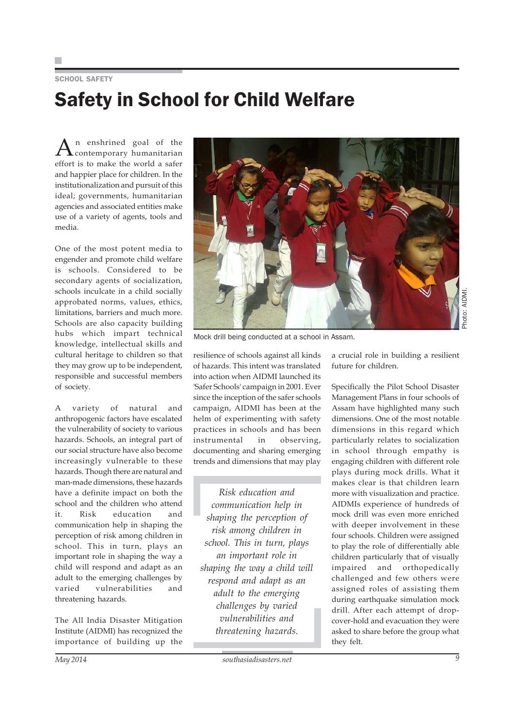SCHOOL SAFETY

# Safety in School for Child Welfare

An enshrined goal of the contemporary humanitarian effort is to make the world a safer and happier place for children. In the institutionalization and pursuit of this ideal; governments, humanitarian agencies and associated entities make use of a variety of agents, tools and media.

One of the most potent media to engender and promote child welfare is schools. Considered to be secondary agents of socialization, schools inculcate in a child socially approbated norms, values, ethics, limitations, barriers and much more. Schools are also capacity building hubs which impart technical knowledge, intellectual skills and cultural heritage to children so that they may grow up to be independent, responsible and successful members of society.

A variety of natural and anthropogenic factors have escalated the vulnerability of society to various hazards. Schools, an integral part of our social structure have also become increasingly vulnerable to these hazards. Though there are natural and man-made dimensions, these hazards have a definite impact on both the school and the children who attend it. Risk education and communication help in shaping the perception of risk among children in school. This in turn, plays an important role in shaping the way a child will respond and adapt as an adult to the emerging challenges by varied vulnerabilities and threatening hazards.

The All India Disaster Mitigation Institute (AIDMI) has recognized the importance of building up the resilience of schools against all kinds of hazards. This intent was translated into action when AIDMI launched its 'Safer Schools' campaign in 2001. Ever since the inception of the safer schools campaign, AIDMI has been at the helm of experimenting with safety practices in schools and has been instrumental in observing, documenting and sharing emerging trends and dimensions that may play a crucial role in building a resilient future for children.

Mock drill being conducted at a school in Assam.

Photo: AIDMI.

> *Risk education and communication help in shaping the perception of risk among children in school. This in turn, plays an important role in shaping the way a child will respond and adapt as an adult to the emerging challenges by varied vulnerabilities and threatening hazards.*

Specifically the Pilot School Disaster Management Plans in four schools of Assam have highlighted many such dimensions. One of the most notable dimensions in this regard which particularly relates to socialization in school through empathy is engaging children with different role plays during mock drills. What it makes clear is that children learn more with visualization and practice. AIDMIs experience of hundreds of mock drill was even more enriched with deeper involvement in these four schools. Children were assigned to play the role of differentially able children particularly that of visually impaired and orthopedically challenged and few others were assigned roles of assisting them during earthquake simulation mock drill. After each attempt of drop-cover-hold and evacuation they were asked to share before the group what they felt.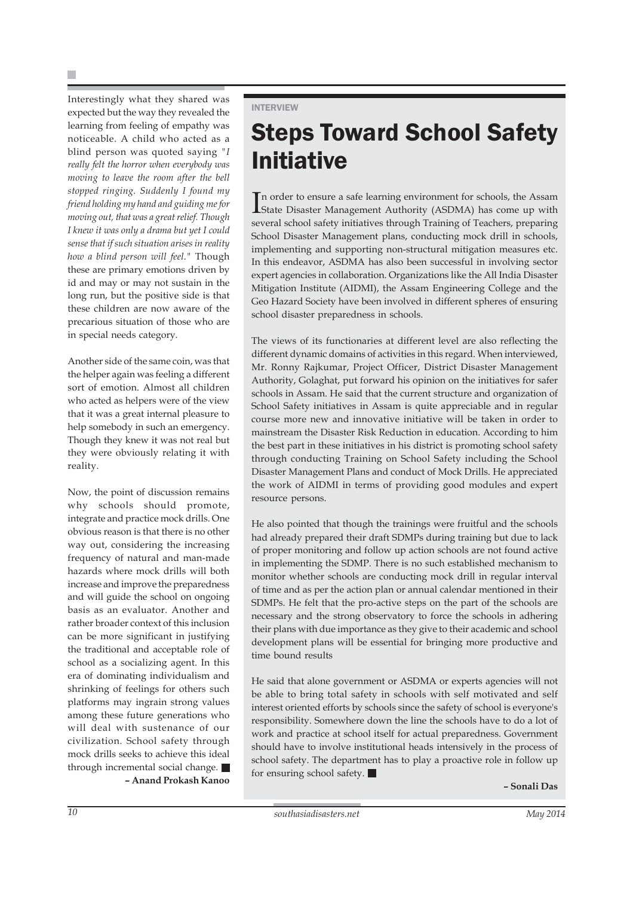Interestingly what they shared was expected but the way they revealed the learning from feeling of empathy was noticeable. A child who acted as a blind person was quoted saying "*I really felt the horror when everybody was moving to leave the room after the bell stopped ringing. Suddenly I found my friend holding my hand and guiding me for moving out, that was a great relief. Though I knew it was only a drama but yet I could sense that if such situation arises in reality how a blind person will feel.*" Though these are primary emotions driven by id and may or may not sustain in the long run, but the positive side is that these children are now aware of the precarious situation of those who are in special needs category.

Another side of the same coin, was that the helper again was feeling a different sort of emotion. Almost all children who acted as helpers were of the view that it was a great internal pleasure to help somebody in such an emergency. Though they knew it was not real but they were obviously relating it with reality.

Now, the point of discussion remains why schools should promote, integrate and practice mock drills. One obvious reason is that there is no other way out, considering the increasing frequency of natural and man-made hazards where mock drills will both increase and improve the preparedness and will guide the school on ongoing basis as an evaluator. Another and rather broader context of this inclusion can be more significant in justifying the traditional and acceptable role of school as a socializing agent. In this era of dominating individualism and shrinking of feelings for others such platforms may ingrain strong values among these future generations who will deal with sustenance of our civilization. School safety through mock drills seeks to achieve this ideal through incremental social change. ■

**– Anand Prokash Kanoo**

INTERVIEW

# Steps Toward School Safety Initiative

In order to ensure a safe learning environment for schools, the Assam State Disaster Management Authority (ASDMA) has come up with several school safety initiatives through Training of Teachers, preparing School Disaster Management plans, conducting mock drill in schools, implementing and supporting non-structural mitigation measures etc. In this endeavor, ASDMA has also been successful in involving sector expert agencies in collaboration. Organizations like the All India Disaster Mitigation Institute (AIDMI), the Assam Engineering College and the Geo Hazard Society have been involved in different spheres of ensuring school disaster preparedness in schools.

The views of its functionaries at different level are also reflecting the different dynamic domains of activities in this regard. When interviewed, Mr. Ronny Rajkumar, Project Officer, District Disaster Management Authority, Golaghat, put forward his opinion on the initiatives for safer schools in Assam. He said that the current structure and organization of School Safety initiatives in Assam is quite appreciable and in regular course more new and innovative initiative will be taken in order to mainstream the Disaster Risk Reduction in education. According to him the best part in these initiatives in his district is promoting school safety through conducting Training on School Safety including the School Disaster Management Plans and conduct of Mock Drills. He appreciated the work of AIDMI in terms of providing good modules and expert resource persons.

He also pointed that though the trainings were fruitful and the schools had already prepared their draft SDMPs during training but due to lack of proper monitoring and follow up action schools are not found active in implementing the SDMP. There is no such established mechanism to monitor whether schools are conducting mock drill in regular interval of time and as per the action plan or annual calendar mentioned in their SDMPs. He felt that the pro-active steps on the part of the schools are necessary and the strong observatory to force the schools in adhering their plans with due importance as they give to their academic and school development plans will be essential for bringing more productive and time bound results

He said that alone government or ASDMA or experts agencies will not be able to bring total safety in schools with self motivated and self interest oriented efforts by schools since the safety of school is everyone's responsibility. Somewhere down the line the schools have to do a lot of work and practice at school itself for actual preparedness. Government should have to involve institutional heads intensively in the process of school safety. The department has to play a proactive role in follow up for ensuring school safety. ■

**– Sonali Das**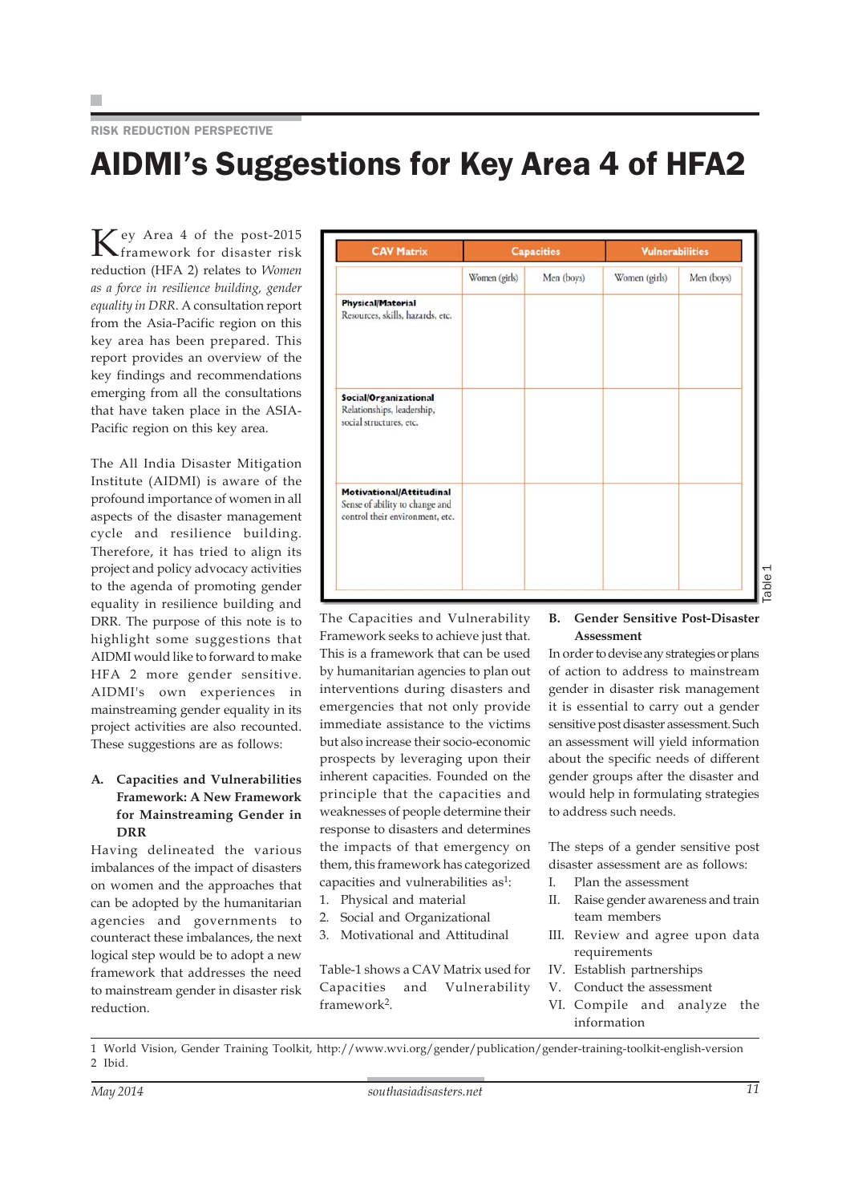RISK REDUCTION PERSPECTIVE

# AIDMI's Suggestions for Key Area 4 of HFA2

Key Area 4 of the post-2015 framework for disaster risk reduction (HFA 2) relates to *Women as a force in resilience building, gender equality in DRR*. A consultation report from the Asia-Pacific region on this key area has been prepared. This report provides an overview of the key findings and recommendations emerging from all the consultations that have taken place in the ASIA-Pacific region on this key area.

The All India Disaster Mitigation Institute (AIDMI) is aware of the profound importance of women in all aspects of the disaster management cycle and resilience building. Therefore, it has tried to align its project and policy advocacy activities to the agenda of promoting gender equality in resilience building and DRR. The purpose of this note is to highlight some suggestions that AIDMI would like to forward to make HFA 2 more gender sensitive. AIDMI's own experiences in mainstreaming gender equality in its project activities are also recounted. These suggestions are as follows:

**A. Capacities and Vulnerabilities Framework: A New Framework for Mainstreaming Gender in DRR**

Having delineated the various imbalances of the impact of disasters on women and the approaches that can be adopted by the humanitarian agencies and governments to counteract these imbalances, the next logical step would be to adopt a new framework that addresses the need to mainstream gender in disaster risk reduction.

| CAV Matrix | Capacities | | Vulnerabilities | |
|---|---|---|---|---|
| | Women (girls) | Men (boys) | Women (girls) | Men (boys) |
| **Physical/Material** Resources, skills, hazards, etc. | | | | |
| **Social/Organizational** Relationships, leadership, social structures, etc. | | | | |
| **Motivational/Attitudinal** Sense of ability to change and control their environment, etc. | | | | |

Table 1

The Capacities and Vulnerability Framework seeks to achieve just that. This is a framework that can be used by humanitarian agencies to plan out interventions during disasters and emergencies that not only provide immediate assistance to the victims but also increase their socio-economic prospects by leveraging upon their inherent capacities. Founded on the principle that the capacities and weaknesses of people determine their response to disasters and determines the impacts of that emergency on them, this framework has categorized capacities and vulnerabilities as[1]:

1. Physical and material
2. Social and Organizational
3. Motivational and Attitudinal

Table-1 shows a CAV Matrix used for Capacities and Vulnerability framework[2].

**B. Gender Sensitive Post-Disaster Assessment**

In order to devise any strategies or plans of action to address to mainstream gender in disaster risk management it is essential to carry out a gender sensitive post disaster assessment. Such an assessment will yield information about the specific needs of different gender groups after the disaster and would help in formulating strategies to address such needs.

The steps of a gender sensitive post disaster assessment are as follows:

I. Plan the assessment
II. Raise gender awareness and train team members
III. Review and agree upon data requirements
IV. Establish partnerships
V. Conduct the assessment
VI. Compile and analyze the information

---

1 World Vision, Gender Training Toolkit, http://www.wvi.org/gender/publication/gender-training-toolkit-english-version
2 Ibid.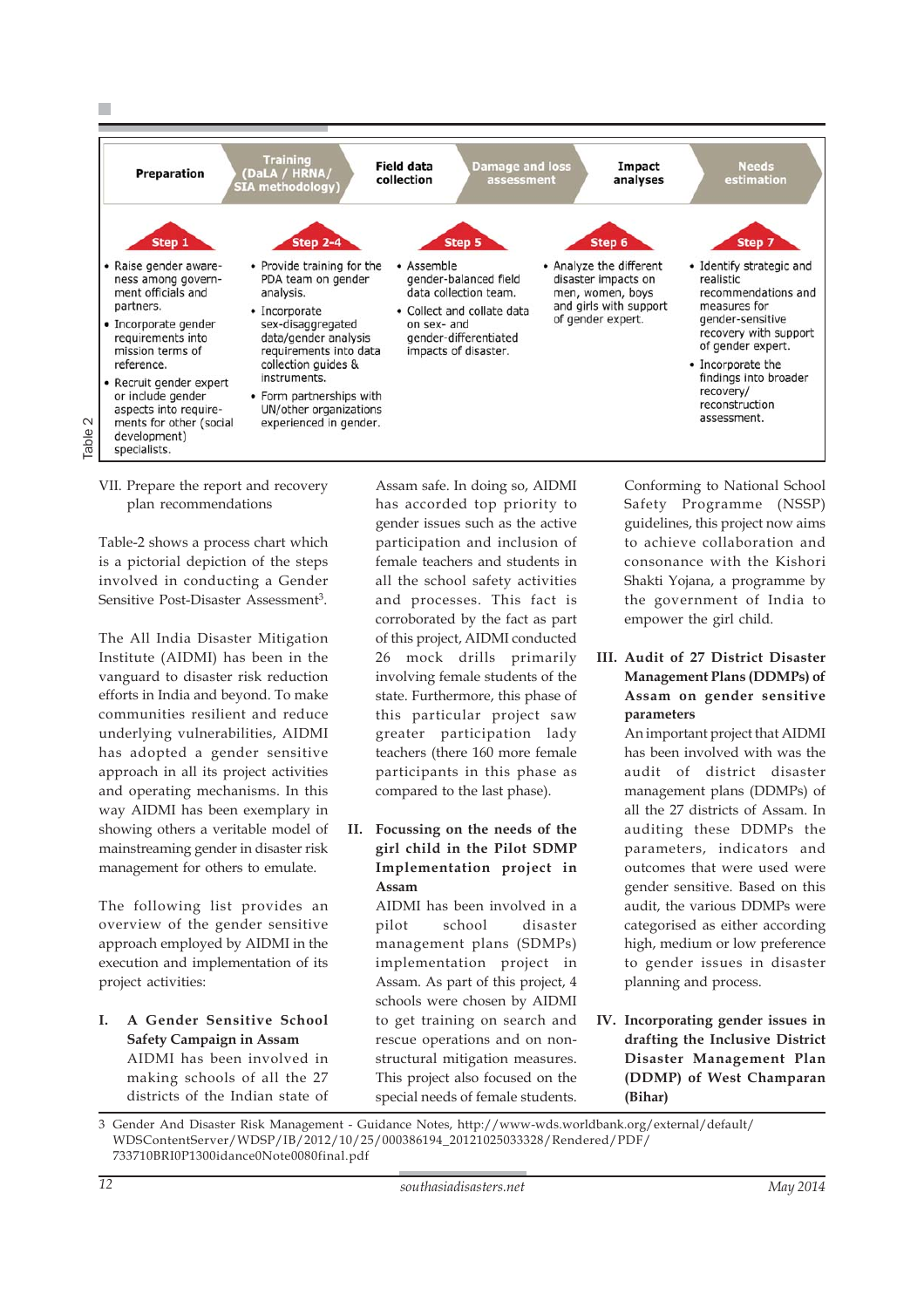Table 2

| Preparation | Training (DaLA / HRNA/ SIA methodology) | Field data collection | Damage and loss assessment | Impact analyses | Needs estimation |
|---|---|---|---|---|---|
| **Step 1** | **Step 2-4** | | **Step 5** | **Step 6** | **Step 7** |
| • Raise gender awareness among government officials and partners.<br>• Incorporate gender requirements into mission terms of reference.<br>• Recruit gender expert or include gender aspects into requirements for other (social development) specialists. | • Provide training for the PDA team on gender analysis.<br>• Incorporate sex-disaggregated data/gender analysis requirements into data collection guides & instruments.<br>• Form partnerships with UN/other organizations experienced in gender. | • Assemble gender-balanced field data collection team.<br>• Collect and collate data on sex- and gender-differentiated impacts of disaster. | | • Analyze the different disaster impacts on men, women, boys and girls with support of gender expert. | • Identify strategic and realistic recommendations and measures for gender-sensitive recovery with support of gender expert.<br>• Incorporate the findings into broader recovery/ reconstruction assessment. |

VII. Prepare the report and recovery plan recommendations

Table-2 shows a process chart which is a pictorial depiction of the steps involved in conducting a Gender Sensitive Post-Disaster Assessment[3].

The All India Disaster Mitigation Institute (AIDMI) has been in the vanguard to disaster risk reduction efforts in India and beyond. To make communities resilient and reduce underlying vulnerabilities, AIDMI has adopted a gender sensitive approach in all its project activities and operating mechanisms. In this way AIDMI has been exemplary in showing others a veritable model of mainstreaming gender in disaster risk management for others to emulate.

The following list provides an overview of the gender sensitive approach employed by AIDMI in the execution and implementation of its project activities:

**I. A Gender Sensitive School Safety Campaign in Assam**

AIDMI has been involved in making schools of all the 27 districts of the Indian state of Assam safe. In doing so, AIDMI has accorded top priority to gender issues such as the active participation and inclusion of female teachers and students in all the school safety activities and processes. This fact is corroborated by the fact as part of this project, AIDMI conducted 26 mock drills primarily involving female students of the state. Furthermore, this phase of this particular project saw greater participation lady teachers (there 160 more female participants in this phase as compared to the last phase).

**II. Focussing on the needs of the girl child in the Pilot SDMP Implementation project in Assam**

AIDMI has been involved in a pilot school disaster management plans (SDMPs) implementation project in Assam. As part of this project, 4 schools were chosen by AIDMI to get training on search and rescue operations and on non-structural mitigation measures. This project also focused on the special needs of female students. Conforming to National School Safety Programme (NSSP) guidelines, this project now aims to achieve collaboration and consonance with the Kishori Shakti Yojana, a programme by the government of India to empower the girl child.

**III. Audit of 27 District Disaster Management Plans (DDMPs) of Assam on gender sensitive parameters**

An important project that AIDMI has been involved with was the audit of district disaster management plans (DDMPs) of all the 27 districts of Assam. In auditing these DDMPs the parameters, indicators and outcomes that were used were gender sensitive. Based on this audit, the various DDMPs were categorised as either according high, medium or low preference to gender issues in disaster planning and process.

**IV. Incorporating gender issues in drafting the Inclusive District Disaster Management Plan (DDMP) of West Champaran (Bihar)**

3 Gender And Disaster Risk Management - Guidance Notes, http://www-wds.worldbank.org/external/default/WDSContentServer/WDSP/IB/2012/10/25/000386194_20121025033328/Rendered/PDF/733710BRI0P1300idance0Note0080final.pdf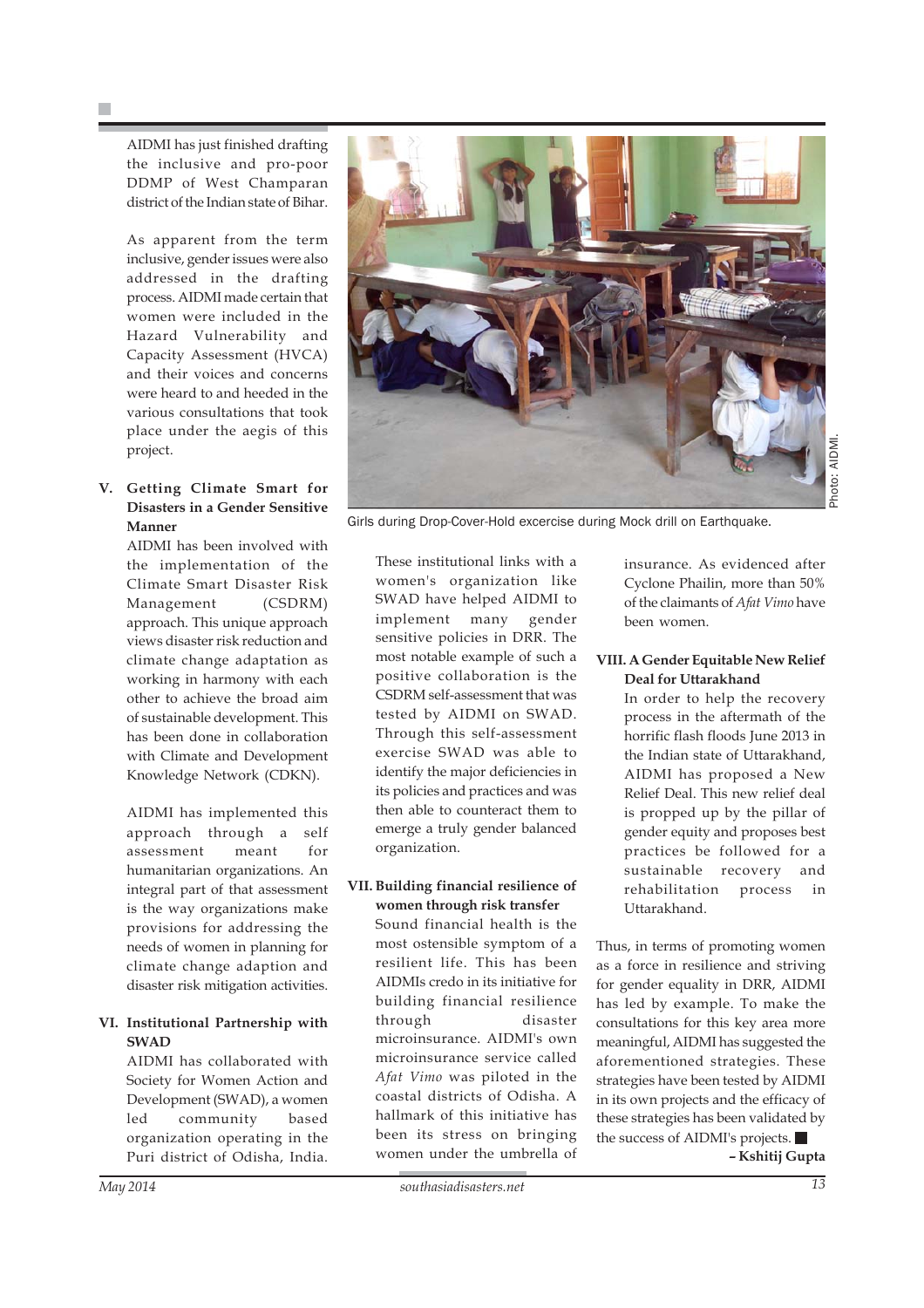AIDMI has just finished drafting the inclusive and pro-poor DDMP of West Champaran district of the Indian state of Bihar.

As apparent from the term inclusive, gender issues were also addressed in the drafting process. AIDMI made certain that women were included in the Hazard Vulnerability and Capacity Assessment (HVCA) and their voices and concerns were heard to and heeded in the various consultations that took place under the aegis of this project.

**V. Getting Climate Smart for Disasters in a Gender Sensitive Manner**

AIDMI has been involved with the implementation of the Climate Smart Disaster Risk Management (CSDRM) approach. This unique approach views disaster risk reduction and climate change adaptation as working in harmony with each other to achieve the broad aim of sustainable development. This has been done in collaboration with Climate and Development Knowledge Network (CDKN).

AIDMI has implemented this approach through a self assessment meant for humanitarian organizations. An integral part of that assessment is the way organizations make provisions for addressing the needs of women in planning for climate change adaption and disaster risk mitigation activities.

**VI. Institutional Partnership with SWAD**

AIDMI has collaborated with Society for Women Action and Development (SWAD), a women led community based organization operating in the Puri district of Odisha, India.

Photo: AIDMI.

Girls during Drop-Cover-Hold excercise during Mock drill on Earthquake.

These institutional links with a women's organization like SWAD have helped AIDMI to implement many gender sensitive policies in DRR. The most notable example of such a positive collaboration is the CSDRM self-assessment that was tested by AIDMI on SWAD. Through this self-assessment exercise SWAD was able to identify the major deficiencies in its policies and practices and was then able to counteract them to emerge a truly gender balanced organization.

**VII. Building financial resilience of women through risk transfer**

Sound financial health is the most ostensible symptom of a resilient life. This has been AIDMIs credo in its initiative for building financial resilience through disaster microinsurance. AIDMI's own microinsurance service called *Afat Vimo* was piloted in the coastal districts of Odisha. A hallmark of this initiative has been its stress on bringing women under the umbrella of insurance. As evidenced after Cyclone Phailin, more than 50% of the claimants of *Afat Vimo* have been women.

**VIII. A Gender Equitable New Relief Deal for Uttarakhand**

In order to help the recovery process in the aftermath of the horrific flash floods June 2013 in the Indian state of Uttarakhand, AIDMI has proposed a New Relief Deal. This new relief deal is propped up by the pillar of gender equity and proposes best practices be followed for a sustainable recovery and rehabilitation process in Uttarakhand.

Thus, in terms of promoting women as a force in resilience and striving for gender equality in DRR, AIDMI has led by example. To make the consultations for this key area more meaningful, AIDMI has suggested the aforementioned strategies. These strategies have been tested by AIDMI in its own projects and the efficacy of these strategies has been validated by the success of AIDMI's projects. ■

**– Kshitij Gupta**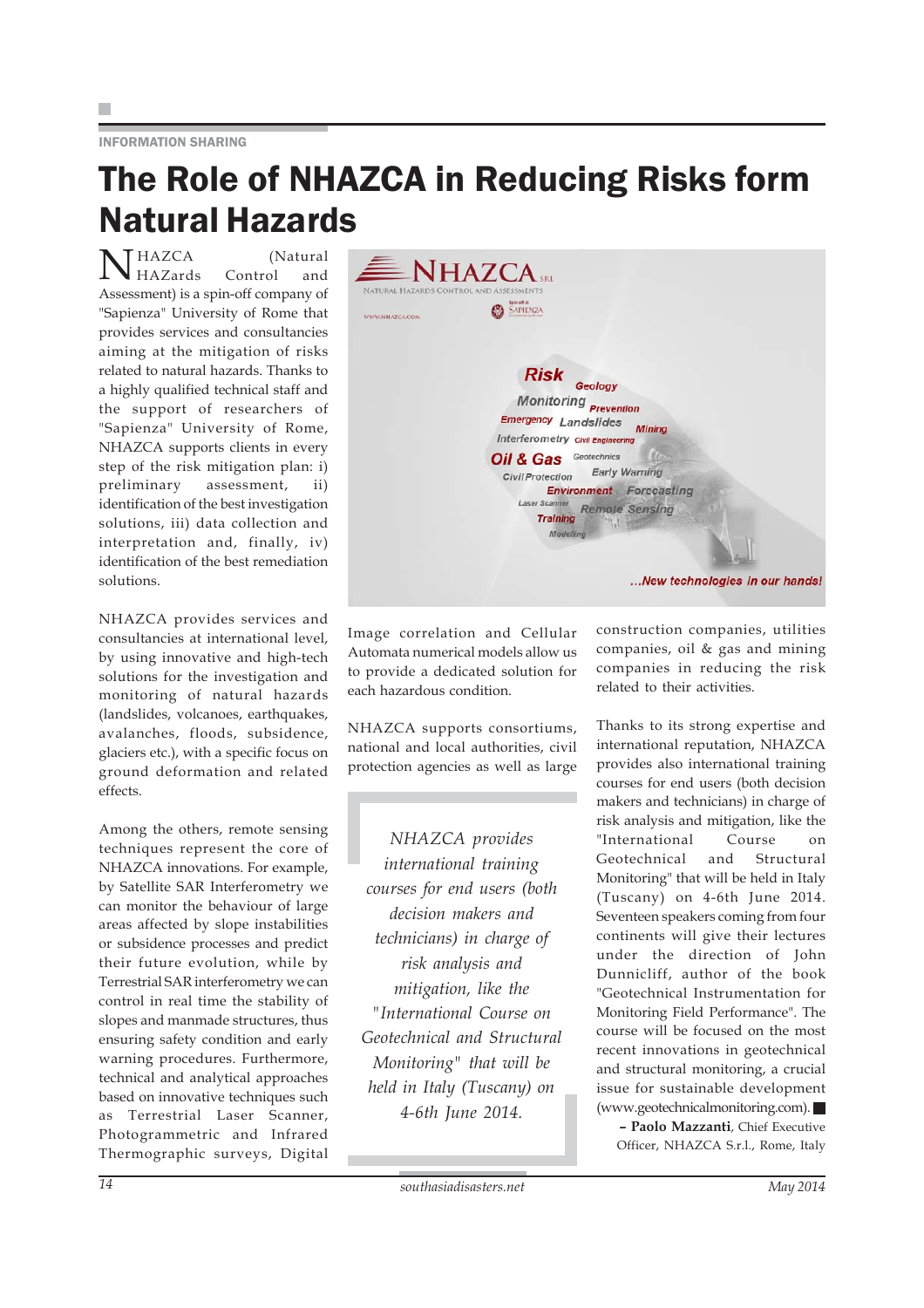INFORMATION SHARING

# The Role of NHAZCA in Reducing Risks form Natural Hazards

NHAZCA (Natural HAZards Control and Assessment) is a spin-off company of "Sapienza" University of Rome that provides services and consultancies aiming at the mitigation of risks related to natural hazards. Thanks to a highly qualified technical staff and the support of researchers of "Sapienza" University of Rome, NHAZCA supports clients in every step of the risk mitigation plan: i) preliminary assessment, ii) identification of the best investigation solutions, iii) data collection and interpretation and, finally, iv) identification of the best remediation solutions.

NHAZCA provides services and consultancies at international level, by using innovative and high-tech solutions for the investigation and monitoring of natural hazards (landslides, volcanoes, earthquakes, avalanches, floods, subsidence, glaciers etc.), with a specific focus on ground deformation and related effects.

Among the others, remote sensing techniques represent the core of NHAZCA innovations. For example, by Satellite SAR Interferometry we can monitor the behaviour of large areas affected by slope instabilities or subsidence processes and predict their future evolution, while by Terrestrial SAR interferometry we can control in real time the stability of slopes and manmade structures, thus ensuring safety condition and early warning procedures. Furthermore, technical and analytical approaches based on innovative techniques such as Terrestrial Laser Scanner, Photogrammetric and Infrared Thermographic surveys, Digital Image correlation and Cellular Automata numerical models allow us to provide a dedicated solution for each hazardous condition.

NHAZCA supports consortiums, national and local authorities, civil protection agencies as well as large construction companies, utilities companies, oil & gas and mining companies in reducing the risk related to their activities.

*NHAZCA provides international training courses for end users (both decision makers and technicians) in charge of risk analysis and mitigation, like the "International Course on Geotechnical and Structural Monitoring" that will be held in Italy (Tuscany) on 4-6th June 2014.*

Thanks to its strong expertise and international reputation, NHAZCA provides also international training courses for end users (both decision makers and technicians) in charge of risk analysis and mitigation, like the "International Course on Geotechnical and Structural Monitoring" that will be held in Italy (Tuscany) on 4-6th June 2014. Seventeen speakers coming from four continents will give their lectures under the direction of John Dunnicliff, author of the book "Geotechnical Instrumentation for Monitoring Field Performance". The course will be focused on the most recent innovations in geotechnical and structural monitoring, a crucial issue for sustainable development (www.geotechnicalmonitoring.com).

**– Paolo Mazzanti**, Chief Executive Officer, NHAZCA S.r.l., Rome, Italy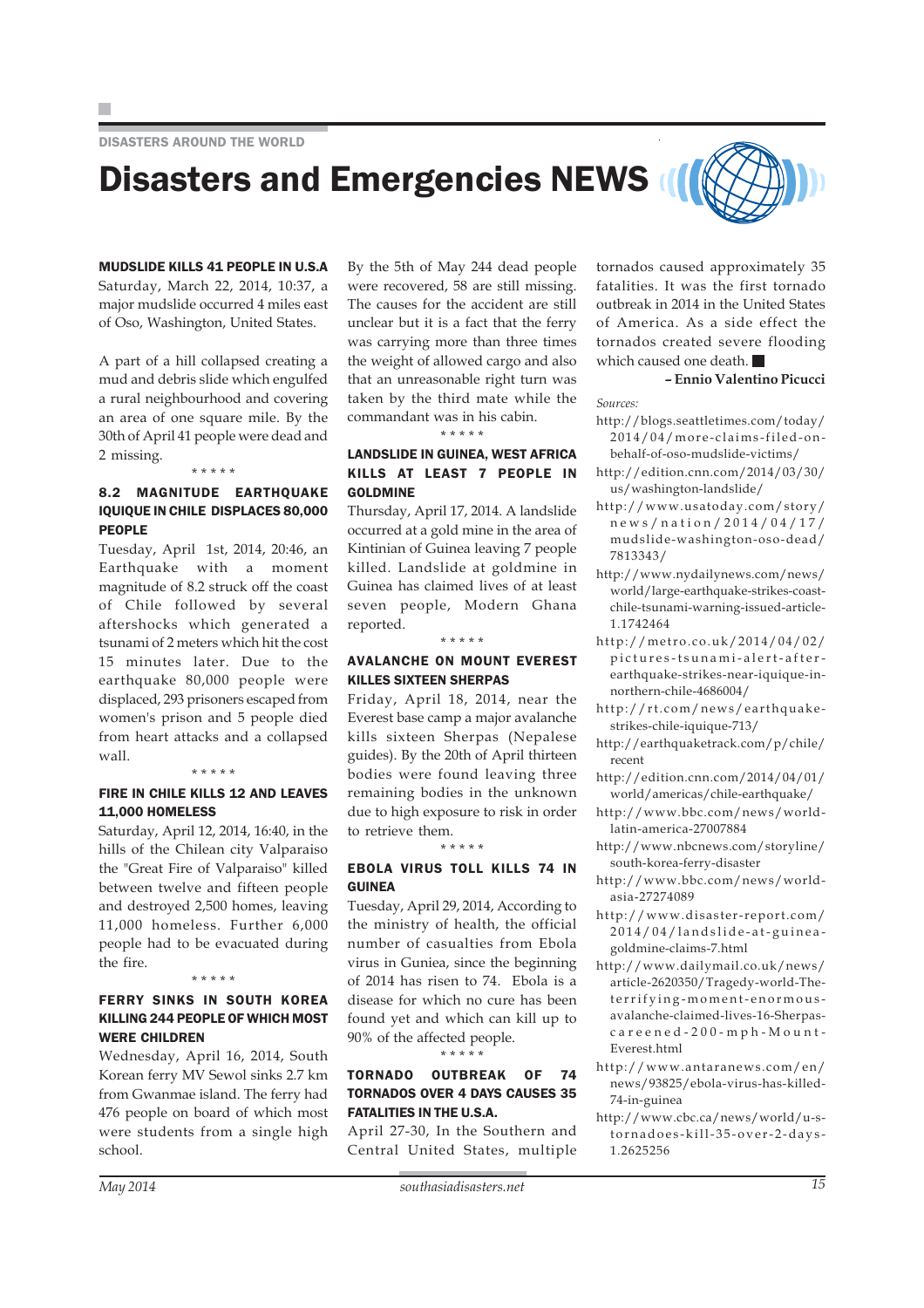DISASTERS AROUND THE WORLD

# Disasters and Emergencies NEWS

### MUDSLIDE KILLS 41 PEOPLE IN U.S.A

Saturday, March 22, 2014, 10:37, a major mudslide occurred 4 miles east of Oso, Washington, United States.

A part of a hill collapsed creating a mud and debris slide which engulfed a rural neighbourhood and covering an area of one square mile. By the 30th of April 41 people were dead and 2 missing.

\* \* \* \* \*

### 8.2 MAGNITUDE EARTHQUAKE IQUIQUE IN CHILE DISPLACES 80,000 PEOPLE

Tuesday, April 1st, 2014, 20:46, an Earthquake with a moment magnitude of 8.2 struck off the coast of Chile followed by several aftershocks which generated a tsunami of 2 meters which hit the cost 15 minutes later. Due to the earthquake 80,000 people were displaced, 293 prisoners escaped from women's prison and 5 people died from heart attacks and a collapsed wall.

\* \* \* \* \*

### FIRE IN CHILE KILLS 12 AND LEAVES 11,000 HOMELESS

Saturday, April 12, 2014, 16:40, in the hills of the Chilean city Valparaiso the "Great Fire of Valparaiso" killed between twelve and fifteen people and destroyed 2,500 homes, leaving 11,000 homeless. Further 6,000 people had to be evacuated during the fire.

\* \* \* \* \*

### FERRY SINKS IN SOUTH KOREA KILLING 244 PEOPLE OF WHICH MOST WERE CHILDREN

Wednesday, April 16, 2014, South Korean ferry MV Sewol sinks 2.7 km from Gwanmae island. The ferry had 476 people on board of which most were students from a single high school.

By the 5th of May 244 dead people were recovered, 58 are still missing. The causes for the accident are still unclear but it is a fact that the ferry was carrying more than three times the weight of allowed cargo and also that an unreasonable right turn was taken by the third mate while the commandant was in his cabin.

\* \* \* \* \*

### LANDSLIDE IN GUINEA, WEST AFRICA KILLS AT LEAST 7 PEOPLE IN GOLDMINE

Thursday, April 17, 2014. A landslide occurred at a gold mine in the area of Kintinian of Guinea leaving 7 people killed. Landslide at goldmine in Guinea has claimed lives of at least seven people, Modern Ghana reported.

\* \* \* \* \*

### AVALANCHE ON MOUNT EVEREST KILLES SIXTEEN SHERPAS

Friday, April 18, 2014, near the Everest base camp a major avalanche kills sixteen Sherpas (Nepalese guides). By the 20th of April thirteen bodies were found leaving three remaining bodies in the unknown due to high exposure to risk in order to retrieve them.

\* \* \* \* \*

### EBOLA VIRUS TOLL KILLS 74 IN GUINEA

Tuesday, April 29, 2014, According to the ministry of health, the official number of casualties from Ebola virus in Guniea, since the beginning of 2014 has risen to 74. Ebola is a disease for which no cure has been found yet and which can kill up to 90% of the affected people.

\* \* \* \* \*

### TORNADO OUTBREAK OF 74 TORNADOS OVER 4 DAYS CAUSES 35 FATALITIES IN THE U.S.A.

April 27-30, In the Southern and Central United States, multiple tornados caused approximately 35 fatalities. It was the first tornado outbreak in 2014 in the United States of America. As a side effect the tornados created severe flooding which caused one death. ■

**– Ennio Valentino Picucci**

*Sources:*

http://blogs.seattletimes.com/today/2014/04/more-claims-filed-on-behalf-of-oso-mudslide-victims/

http://edition.cnn.com/2014/03/30/us/washington-landslide/

http://www.usatoday.com/story/news/nation/2014/04/17/mudslide-washington-oso-dead/7813343/

http://www.nydailynews.com/news/world/large-earthquake-strikes-coast-chile-tsunami-warning-issued-article-1.1742464

http://metro.co.uk/2014/04/02/pictures-tsunami-alert-after-earthquake-strikes-near-iquique-in-northern-chile-4686004/

http://rt.com/news/earthquake-strikes-chile-iquique-713/

http://earthquaketrack.com/p/chile/recent

http://edition.cnn.com/2014/04/01/world/americas/chile-earthquake/

http://www.bbc.com/news/world-latin-america-27007884

http://www.nbcnews.com/storyline/south-korea-ferry-disaster

http://www.bbc.com/news/world-asia-27274089

http://www.disaster-report.com/2014/04/landslide-at-guinea-goldmine-claims-7.html

http://www.dailymail.co.uk/news/article-2620350/Tragedy-world-The-terrifying-moment-enormous-avalanche-claimed-lives-16-Sherpas-careened-200-mph-Mount-Everest.html

http://www.antaranews.com/en/news/93825/ebola-virus-has-killed-74-in-guinea

http://www.cbc.ca/news/world/u-s-tornadoes-kill-35-over-2-days-1.2625256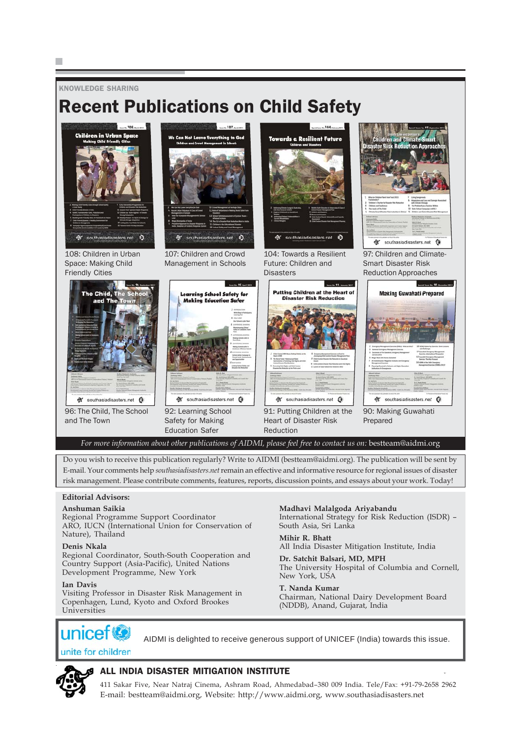KNOWLEDGE SHARING

# Recent Publications on Child Safety

108: Children in Urban Space: Making Child Friendly Cities

107: Children and Crowd Management in Schools

104: Towards a Resilient Future: Children and Disasters

97: Children and Climate-Smart Disaster Risk Reduction Approaches

96: The Child, The School and The Town

92: Learning School Safety for Making Education Safer

91: Putting Children at the Heart of Disaster Risk Reduction

90: Making Guwahati Prepared

*For more information about other publications of AIDMI, please feel free to contact us on:* bestteam@aidmi.org

Do you wish to receive this publication regularly? Write to AIDMI (bestteam@aidmi.org). The publication will be sent by E-mail. Your comments help *southasiadisasters.net* remain an effective and informative resource for regional issues of disaster risk management. Please contribute comments, features, reports, discussion points, and essays about your work. Today!

**Editorial Advisors:**

**Anshuman Saikia**
Regional Programme Support Coordinator
ARO, IUCN (International Union for Conservation of Nature), Thailand

**Denis Nkala**
Regional Coordinator, South-South Cooperation and Country Support (Asia-Pacific), United Nations Development Programme, New York

**Ian Davis**
Visiting Professor in Disaster Risk Management in Copenhagen, Lund, Kyoto and Oxford Brookes Universities

**Madhavi Malalgoda Ariyabandu**
International Strategy for Risk Reduction (ISDR) – South Asia, Sri Lanka

**Mihir R. Bhatt**
All India Disaster Mitigation Institute, India

**Dr. Satchit Balsari, MD, MPH**
The University Hospital of Columbia and Cornell, New York, USA

**T. Nanda Kumar**
Chairman, National Dairy Development Board (NDDB), Anand, Gujarat, India

unicef
unite for children

AIDMI is delighted to receive generous support of UNICEF (India) towards this issue.

**ALL INDIA DISASTER MITIGATION INSTITUTE**

411 Sakar Five, Near Natraj Cinema, Ashram Road, Ahmedabad–380 009 India. Tele/Fax: +91-79-2658 2962
E-mail: bestteam@aidmi.org, Website: http://www.aidmi.org, www.southasiadisasters.net